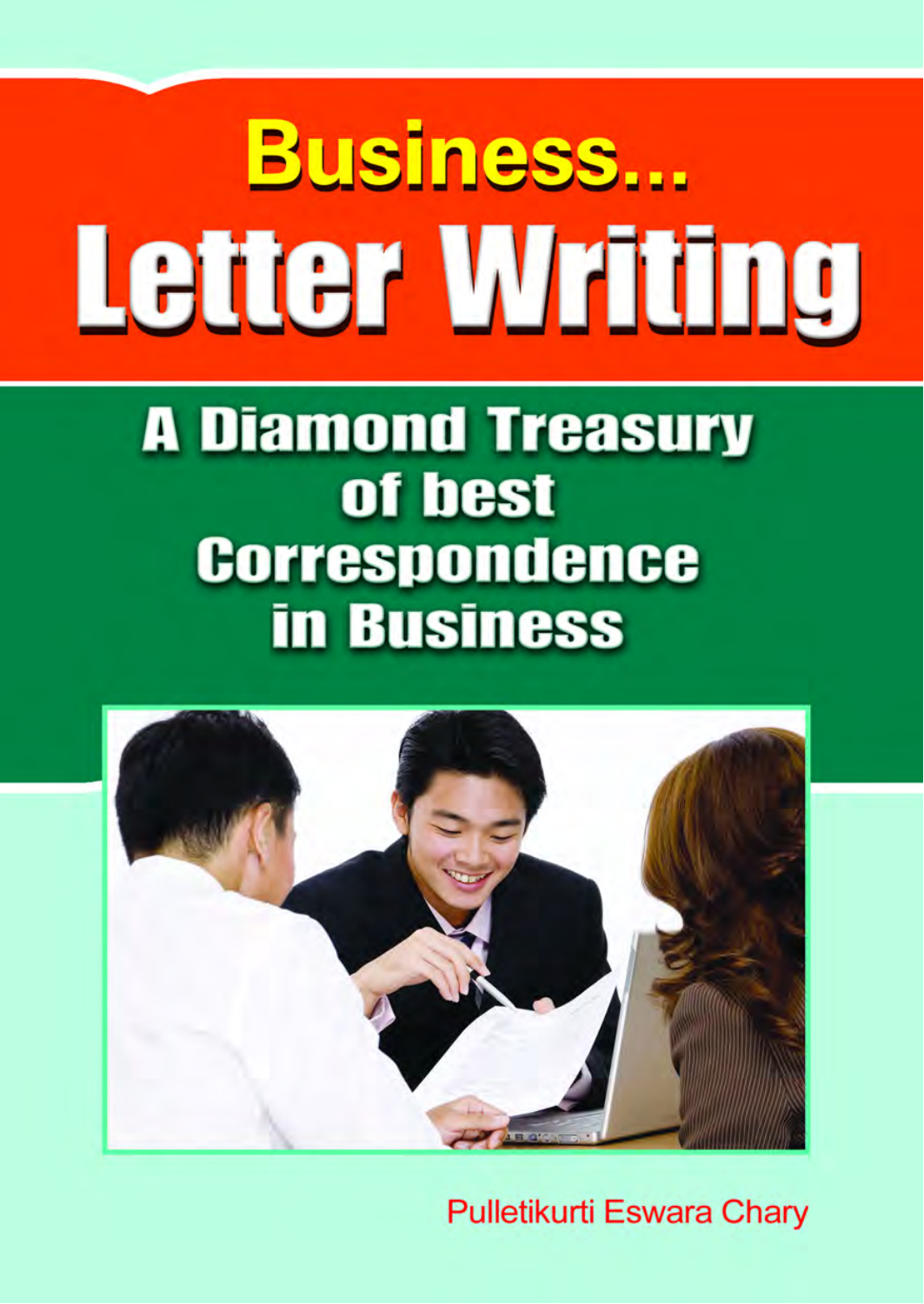# Business...

# Letter Writing

## A Diamond Treasury of best Correspondence in Business

Pulletikurti Eswara Chary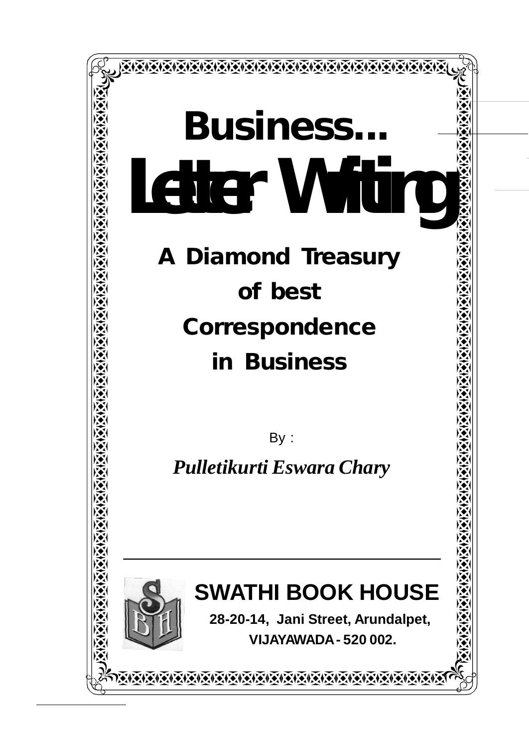# Business...

# Letter Writing

## A Diamond Treasury of best Correspondence in Business

By :

*Pulletikurti Eswara Chary*

---

**SWATHI BOOK HOUSE**

**28-20-14, Jani Street, Arundalpet,**

**VIJAYAWADA - 520 002.**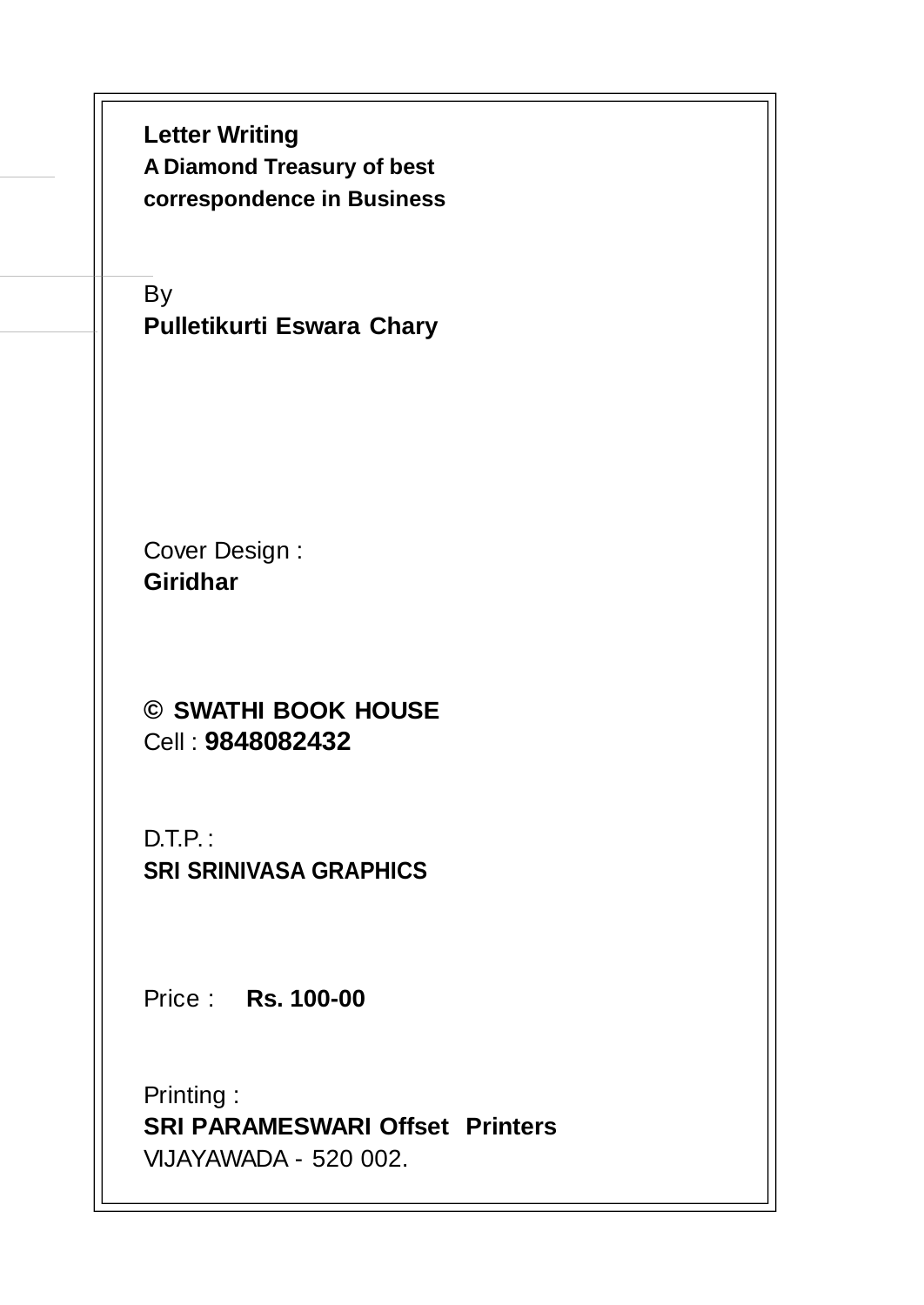**Letter Writing**

**A Diamond Treasury of best correspondence in Business**

By

**Pulletikurti Eswara Chary**

Cover Design :

**Giridhar**

**© SWATHI BOOK HOUSE**

Cell : **9848082432**

D.T.P. :

**SRI SRINIVASA GRAPHICS**

Price : **Rs. 100-00**

Printing :

**SRI PARAMESWARI Offset Printers**

VIJAYAWADA - 520 002.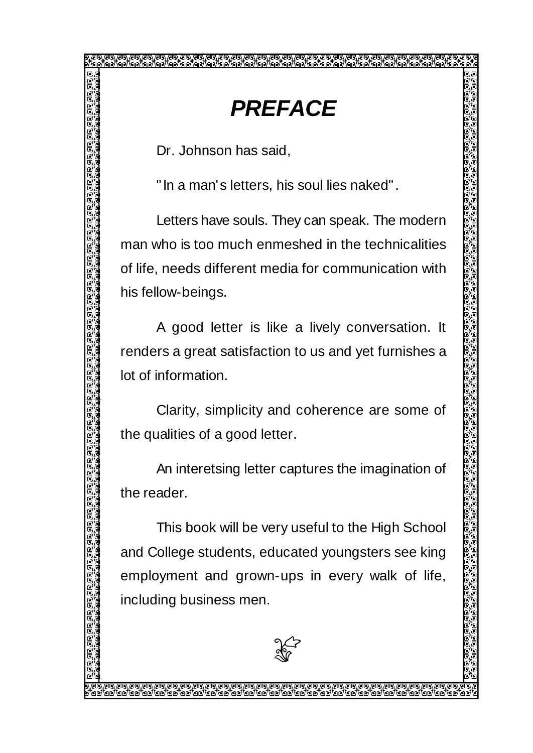# *PREFACE*

Dr. Johnson has said,

"In a man's letters, his soul lies naked".

Letters have souls. They can speak. The modern man who is too much enmeshed in the technicalities of life, needs different media for communication with his fellow-beings.

A good letter is like a lively conversation. It renders a great satisfaction to us and yet furnishes a lot of information.

Clarity, simplicity and coherence are some of the qualities of a good letter.

An interetsing letter captures the imagination of the reader.

This book will be very useful to the High School and College students, educated youngsters see king employment and grown-ups in every walk of life, including business men.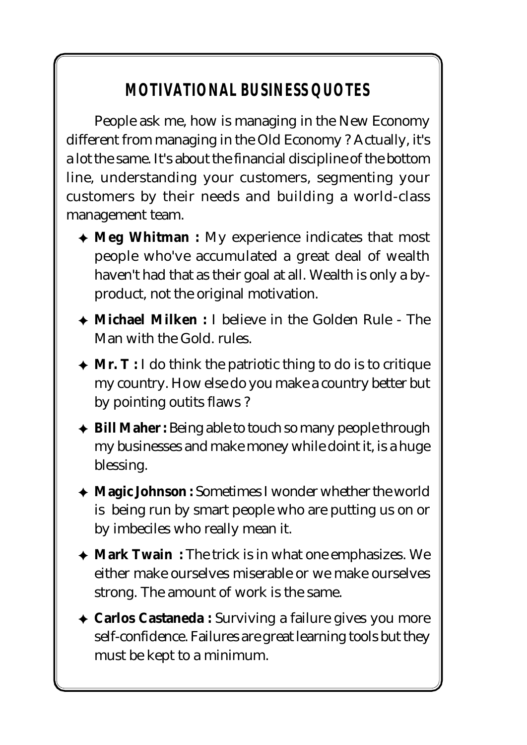## MOTIVATIONAL BUSINESS QUOTES

People ask me, how is managing in the New Economy different from managing in the Old Economy ? Actually, it's a lot the same. It's about the financial discipline of the bottom line, understanding your customers, segmenting your customers by their needs and building a world-class management team.

- **Meg Whitman :** My experience indicates that most people who've accumulated a great deal of wealth haven't had that as their goal at all. Wealth is only a by-product, not the original motivation.
- **Michael Milken :** I believe in the Golden Rule - The Man with the Gold. rules.
- **Mr. T :** I do think the patriotic thing to do is to critique my country. How else do you make a country better but by pointing outits flaws ?
- **Bill Maher :** Being able to touch so many people through my businesses and make money while doint it, is a huge blessing.
- **Magic Johnson :** Sometimes I wonder whether the world is being run by smart people who are putting us on or by imbeciles who really mean it.
- **Mark Twain :** The trick is in what one emphasizes. We either make ourselves miserable or we make ourselves strong. The amount of work is the same.
- **Carlos Castaneda :** Surviving a failure gives you more self-confidence. Failures are great learning tools but they must be kept to a minimum.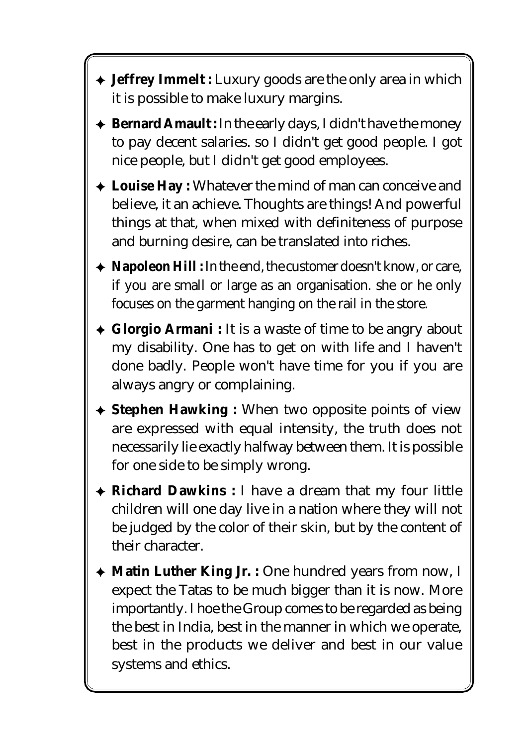- **Jeffrey Immelt :** Luxury goods are the only area in which it is possible to make luxury margins.
- **Bernard Amault :** In the early days, I didn't have the money to pay decent salaries. so I didn't get good people. I got nice people, but I didn't get good employees.
- **Louise Hay :** Whatever the mind of man can conceive and believe, it an achieve. Thoughts are things! And powerful things at that, when mixed with definiteness of purpose and burning desire, can be translated into riches.
- **Napoleon Hill :** In the end, the customer doesn't know, or care, if you are small or large as an organisation. she or he only focuses on the garment hanging on the rail in the store.
- **Glorgio Armani :** It is a waste of time to be angry about my disability. One has to get on with life and I haven't done badly. People won't have time for you if you are always angry or complaining.
- **Stephen Hawking :** When two opposite points of view are expressed with equal intensity, the truth does not necessarily lie exactly halfway between them. It is possible for one side to be simply wrong.
- **Richard Dawkins :** I have a dream that my four little children will one day live in a nation where they will not be judged by the color of their skin, but by the content of their character.
- **Matin Luther King Jr. :** One hundred years from now, I expect the Tatas to be much bigger than it is now. More importantly. I hoe the Group comes to be regarded as being the best in India, best in the manner in which we operate, best in the products we deliver and best in our value systems and ethics.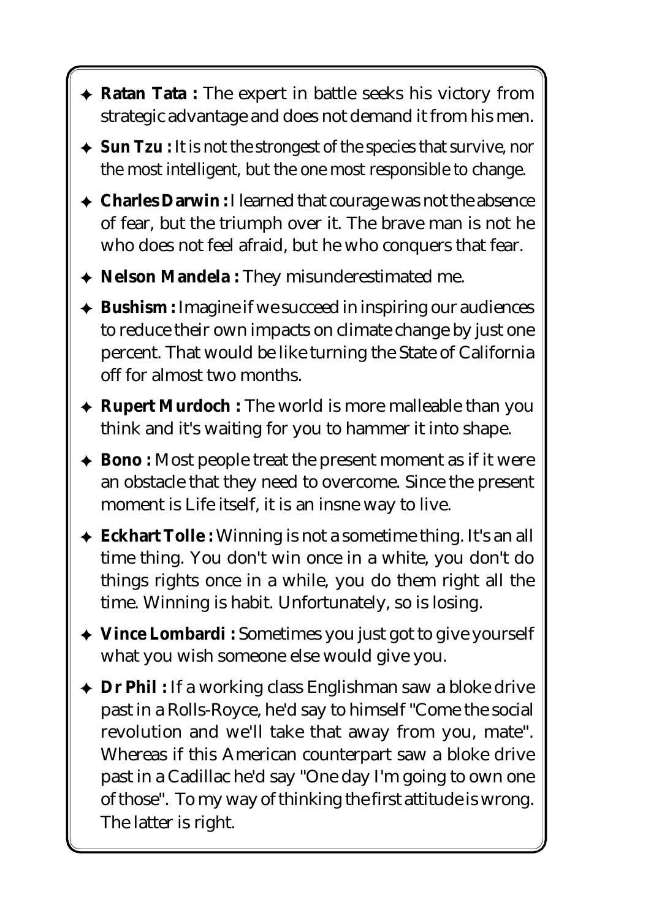- **Ratan Tata :** The expert in battle seeks his victory from strategic advantage and does not demand it from his men.
- **Sun Tzu :** It is not the strongest of the species that survive, nor the most intelligent, but the one most responsible to change.
- **Charles Darwin :** I learned that courage was not the absence of fear, but the triumph over it. The brave man is not he who does not feel afraid, but he who conquers that fear.
- **Nelson Mandela :** They misunderestimated me.
- **Bushism :** Imagine if we succeed in inspiring our audiences to reduce their own impacts on climate change by just one percent. That would be like turning the State of California off for almost two months.
- **Rupert Murdoch :** The world is more malleable than you think and it's waiting for you to hammer it into shape.
- **Bono :** Most people treat the present moment as if it were an obstacle that they need to overcome. Since the present moment is Life itself, it is an insne way to live.
- **Eckhart Tolle :** Winning is not a sometime thing. It's an all time thing. You don't win once in a white, you don't do things rights once in a while, you do them right all the time. Winning is habit. Unfortunately, so is losing.
- **Vince Lombardi :** Sometimes you just got to give yourself what you wish someone else would give you.
- **Dr Phil :** If a working class Englishman saw a bloke drive past in a Rolls-Royce, he'd say to himself "Come the social revolution and we'll take that away from you, mate". Whereas if this American counterpart saw a bloke drive past in a Cadillac he'd say "One day I'm going to own one of those". To my way of thinking the first attitude is wrong. The latter is right.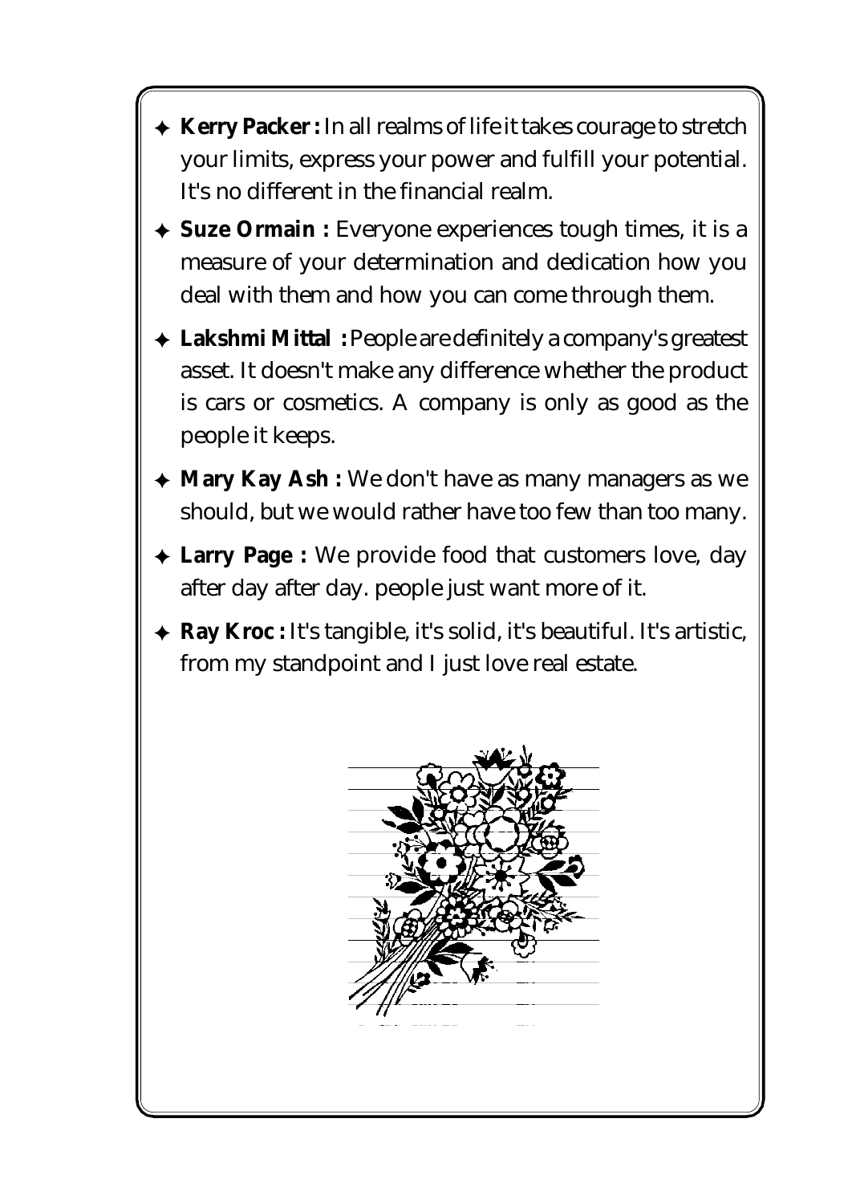- **Kerry Packer :** In all realms of life it takes courage to stretch your limits, express your power and fulfill your potential. It's no different in the financial realm.
- **Suze Ormain :** Everyone experiences tough times, it is a measure of your determination and dedication how you deal with them and how you can come through them.
- **Lakshmi Mittal :** People are definitely a company's greatest asset. It doesn't make any difference whether the product is cars or cosmetics. A company is only as good as the people it keeps.
- **Mary Kay Ash :** We don't have as many managers as we should, but we would rather have too few than too many.
- **Larry Page :** We provide food that customers love, day after day after day. people just want more of it.
- **Ray Kroc :** It's tangible, it's solid, it's beautiful. It's artistic, from my standpoint and I just love real estate.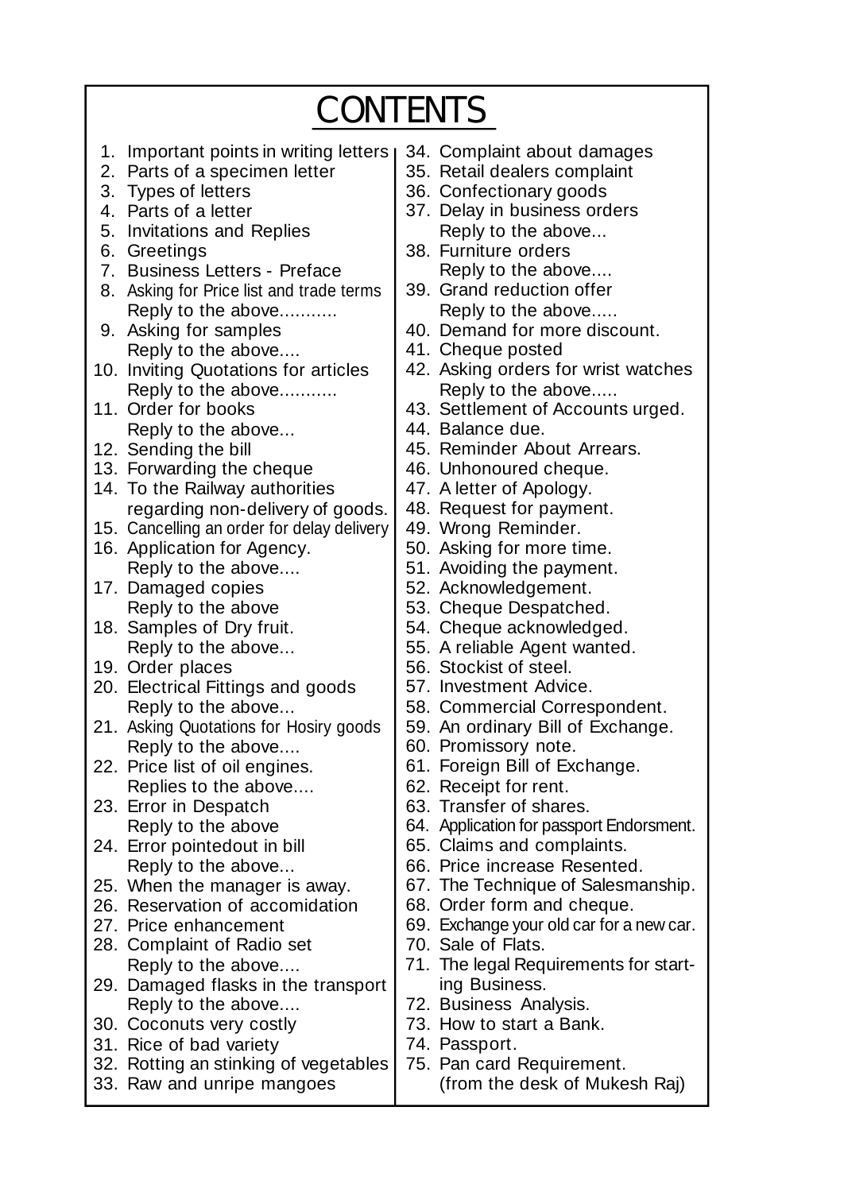# CONTENTS

1. Important points in writing letters
2. Parts of a specimen letter
3. Types of letters
4. Parts of a letter
5. Invitations and Replies
6. Greetings
7. Business Letters - Preface
8. Asking for Price list and trade terms
   Reply to the above...........
9. Asking for samples
   Reply to the above....
10. Inviting Quotations for articles
    Reply to the above...........
11. Order for books
    Reply to the above...
12. Sending the bill
13. Forwarding the cheque
14. To the Railway authorities regarding non-delivery of goods.
15. Cancelling an order for delay delivery
16. Application for Agency.
    Reply to the above....
17. Damaged copies
    Reply to the above
18. Samples of Dry fruit.
    Reply to the above...
19. Order places
20. Electrical Fittings and goods
    Reply to the above...
21. Asking Quotations for Hosiry goods
    Reply to the above....
22. Price list of oil engines.
    Replies to the above....
23. Error in Despatch
    Reply to the above
24. Error pointedout in bill
    Reply to the above...
25. When the manager is away.
26. Reservation of accomidation
27. Price enhancement
28. Complaint of Radio set
    Reply to the above....
29. Damaged flasks in the transport
    Reply to the above....
30. Coconuts very costly
31. Rice of bad variety
32. Rotting an stinking of vegetables
33. Raw and unripe mangoes
34. Complaint about damages
35. Retail dealers complaint
36. Confectionary goods
37. Delay in business orders
    Reply to the above...
38. Furniture orders
    Reply to the above....
39. Grand reduction offer
    Reply to the above.....
40. Demand for more discount.
41. Cheque posted
42. Asking orders for wrist watches
    Reply to the above.....
43. Settlement of Accounts urged.
44. Balance due.
45. Reminder About Arrears.
46. Unhonoured cheque.
47. A letter of Apology.
48. Request for payment.
49. Wrong Reminder.
50. Asking for more time.
51. Avoiding the payment.
52. Acknowledgement.
53. Cheque Despatched.
54. Cheque acknowledged.
55. A reliable Agent wanted.
56. Stockist of steel.
57. Investment Advice.
58. Commercial Correspondent.
59. An ordinary Bill of Exchange.
60. Promissory note.
61. Foreign Bill of Exchange.
62. Receipt for rent.
63. Transfer of shares.
64. Application for passport Endorsment.
65. Claims and complaints.
66. Price increase Resented.
67. The Technique of Salesmanship.
68. Order form and cheque.
69. Exchange your old car for a new car.
70. Sale of Flats.
71. The legal Requirements for starting Business.
72. Business Analysis.
73. How to start a Bank.
74. Passport.
75. Pan card Requirement.
    (from the desk of Mukesh Raj)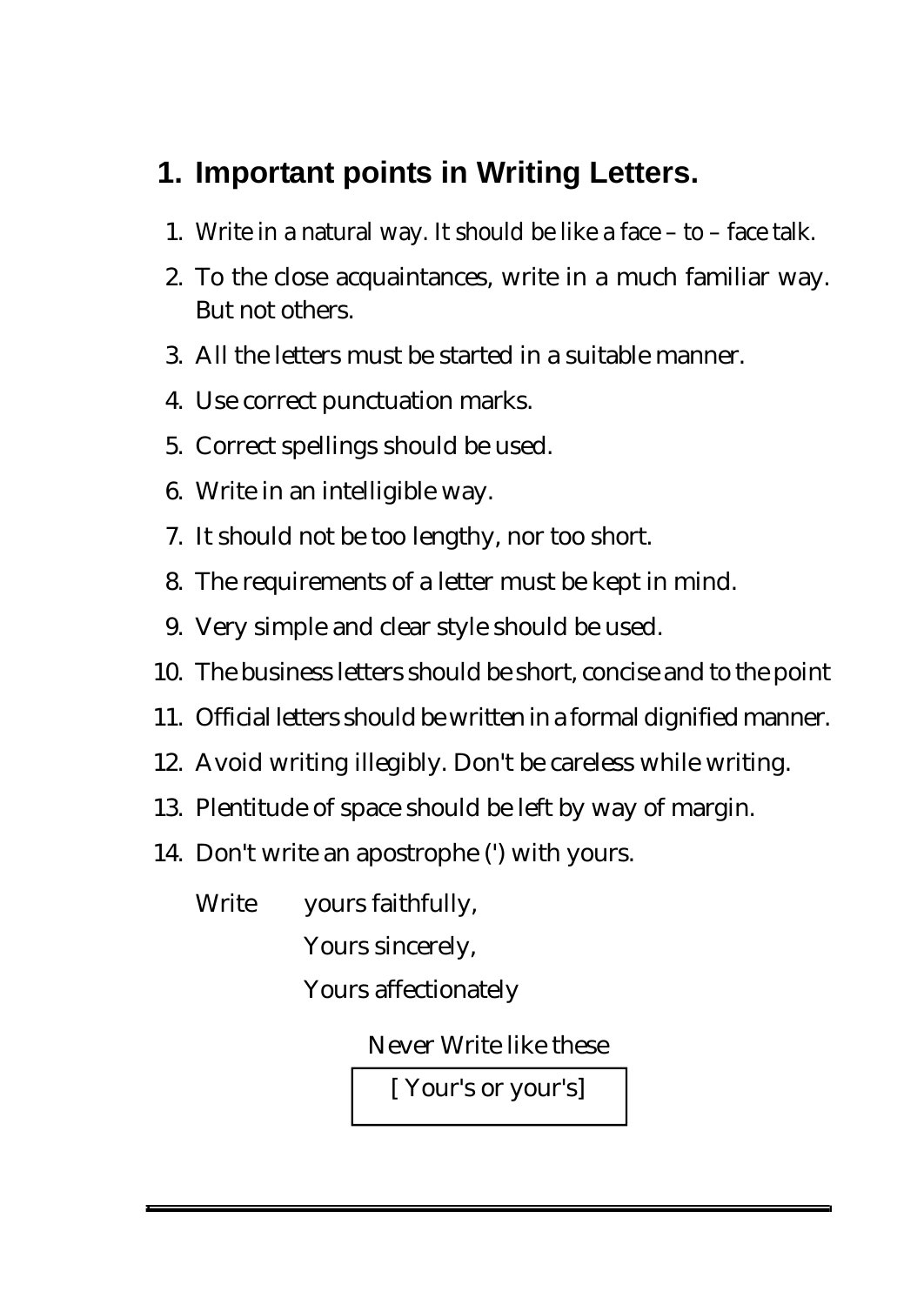## 1. Important points in Writing Letters.

1. Write in a natural way. It should be like a face – to – face talk.
2. To the close acquaintances, write in a much familiar way. But not others.
3. All the letters must be started in a suitable manner.
4. Use correct punctuation marks.
5. Correct spellings should be used.
6. Write in an intelligible way.
7. It should not be too lengthy, nor too short.
8. The requirements of a letter must be kept in mind.
9. Very simple and clear style should be used.
10. The business letters should be short, concise and to the point
11. Official letters should be written in a formal dignified manner.
12. Avoid writing illegibly. Don't be careless while writing.
13. Plentitude of space should be left by way of margin.
14. Don't write an apostrophe (') with yours.

Write yours faithfully,

Yours sincerely,

Yours affectionately

Never Write like these

[ Your's or your's]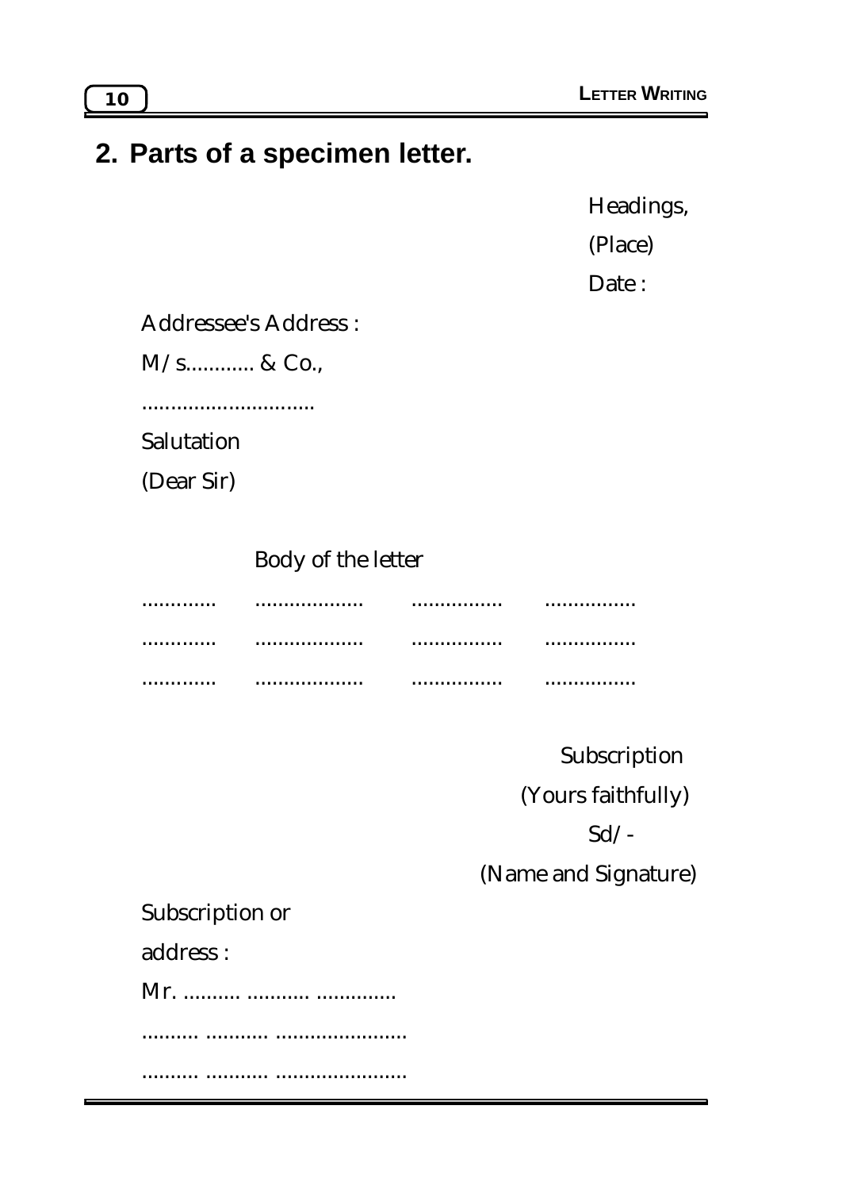## 2. Parts of a specimen letter.

Headings,

(Place)

Date :

Addressee's Address :

M/s............ & Co.,

..............................

Salutation

(Dear Sir)

Body of the letter

............. ................... ................ ................

............. ................... ................ ................

............. ................... ................ ................

Subscription

(Yours faithfully)

Sd/-

(Name and Signature)

Subscription or

address :

Mr. .......... ........... ..............

.......... ........... .......................

.......... ........... .......................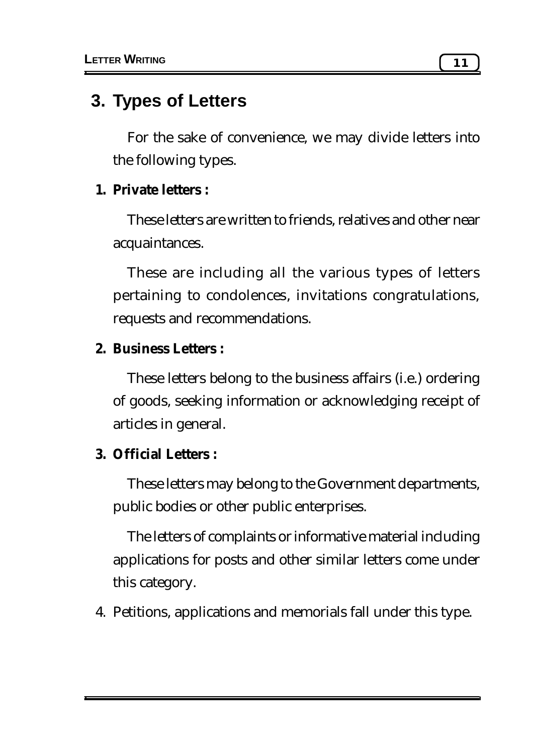## 3. Types of Letters

For the sake of convenience, we may divide letters into the following types.

**1. Private letters :**

These letters are written to friends, relatives and other near acquaintances.

These are including all the various types of letters pertaining to condolences, invitations congratulations, requests and recommendations.

**2. Business Letters :**

These letters belong to the business affairs (i.e.) ordering of goods, seeking information or acknowledging receipt of articles in general.

**3. Official Letters :**

These letters may belong to the Government departments, public bodies or other public enterprises.

The letters of complaints or informative material including applications for posts and other similar letters come under this category.

4. Petitions, applications and memorials fall under this type.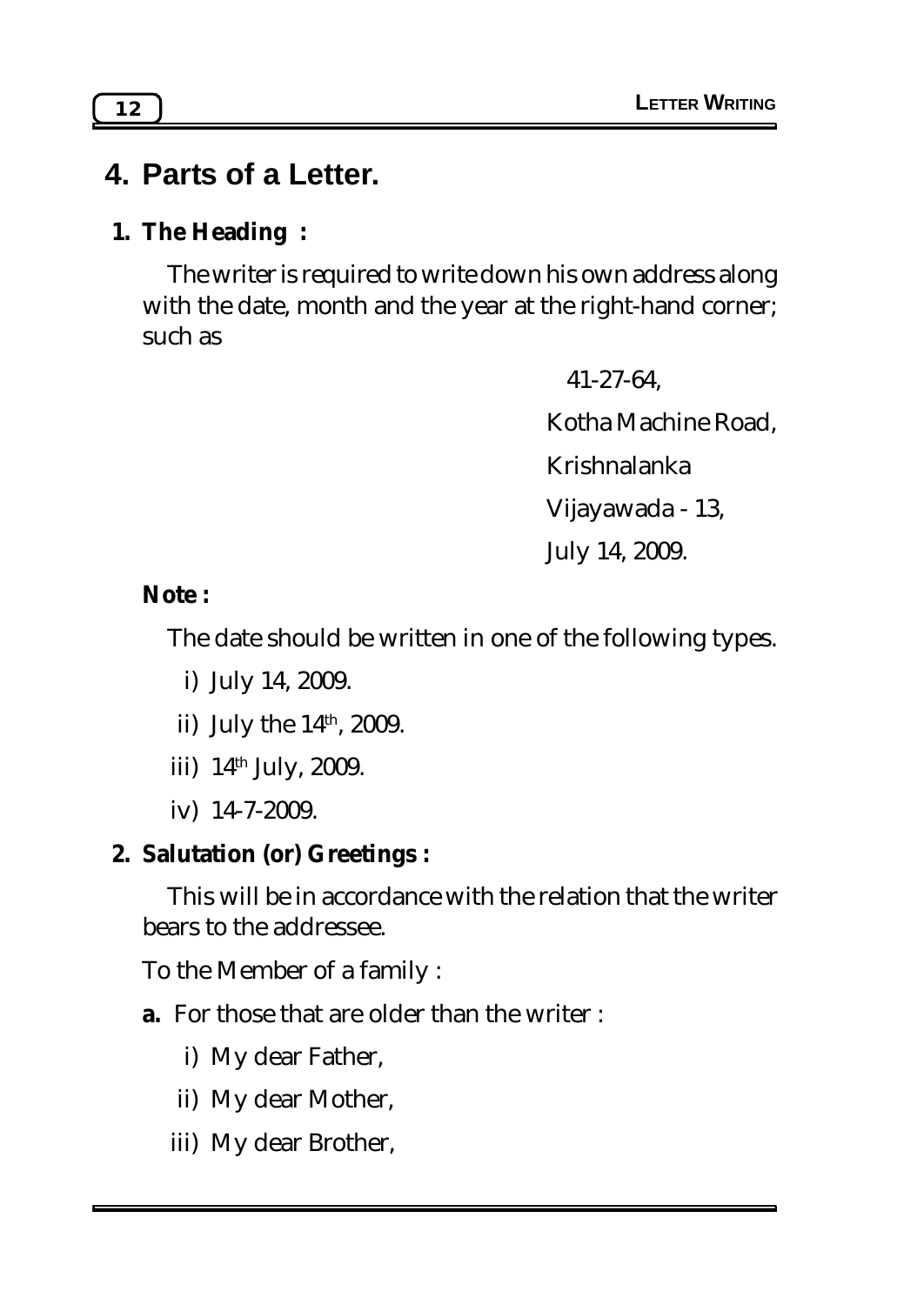## 4. Parts of a Letter.

**1. The Heading :**

The writer is required to write down his own address along with the date, month and the year at the right-hand corner; such as

41-27-64,
Kotha Machine Road,
Krishnalanka
Vijayawada - 13,
July 14, 2009.

**Note :**

The date should be written in one of the following types.

i) July 14, 2009.

ii) July the 14th, 2009.

iii) 14th July, 2009.

iv) 14-7-2009.

**2. Salutation (or) Greetings :**

This will be in accordance with the relation that the writer bears to the addressee.

To the Member of a family :

**a.** For those that are older than the writer :

i) My dear Father,

ii) My dear Mother,

iii) My dear Brother,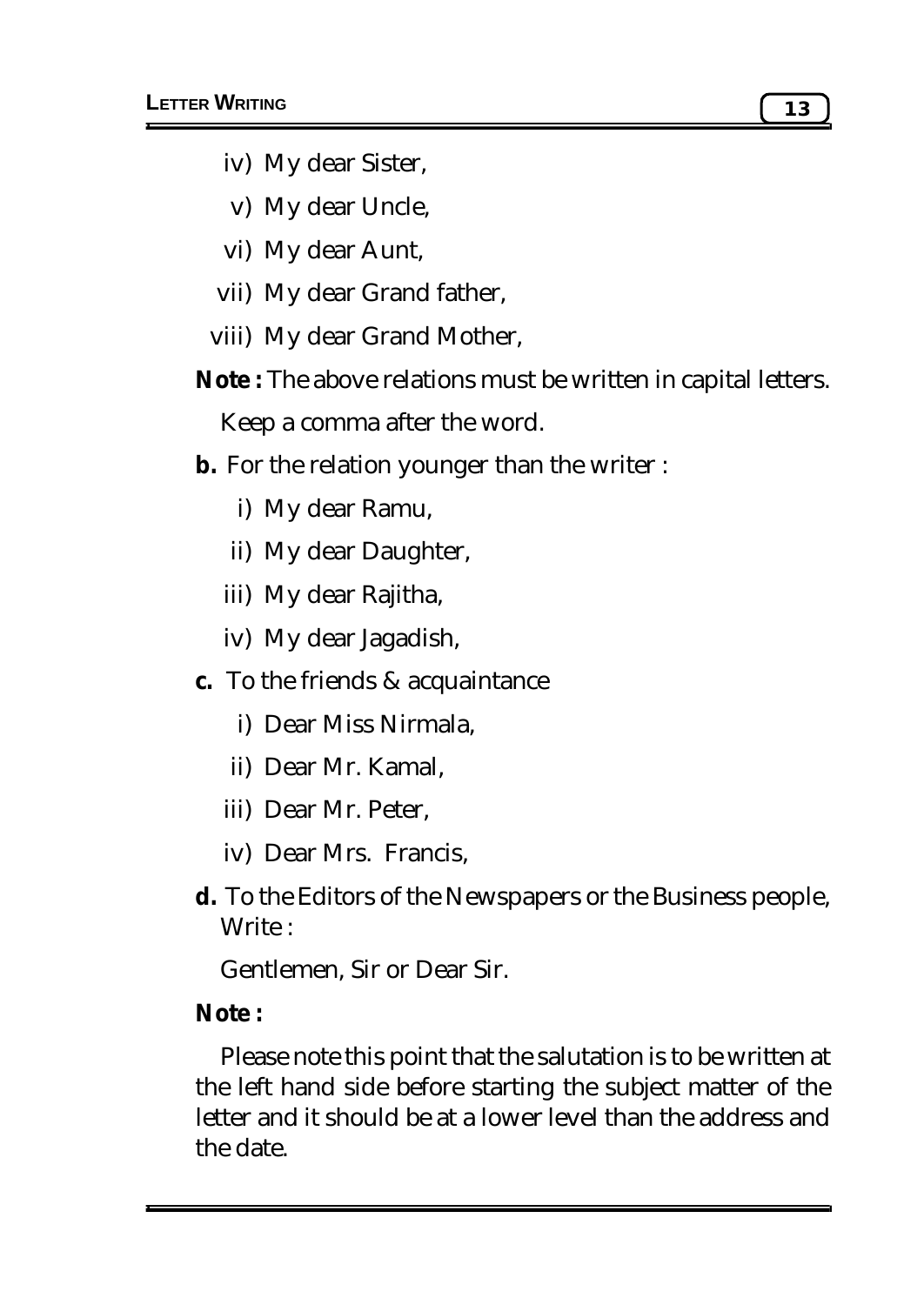iv) My dear Sister,

v) My dear Uncle,

vi) My dear Aunt,

vii) My dear Grand father,

viii) My dear Grand Mother,

**Note :** The above relations must be written in capital letters. Keep a comma after the word.

**b.** For the relation younger than the writer :

i) My dear Ramu,

ii) My dear Daughter,

iii) My dear Rajitha,

iv) My dear Jagadish,

**c.** To the friends & acquaintance

i) Dear Miss Nirmala,

ii) Dear Mr. Kamal,

iii) Dear Mr. Peter,

iv) Dear Mrs. Francis,

**d.** To the Editors of the Newspapers or the Business people, Write :

Gentlemen, Sir or Dear Sir.

**Note :**

Please note this point that the salutation is to be written at the left hand side before starting the subject matter of the letter and it should be at a lower level than the address and the date.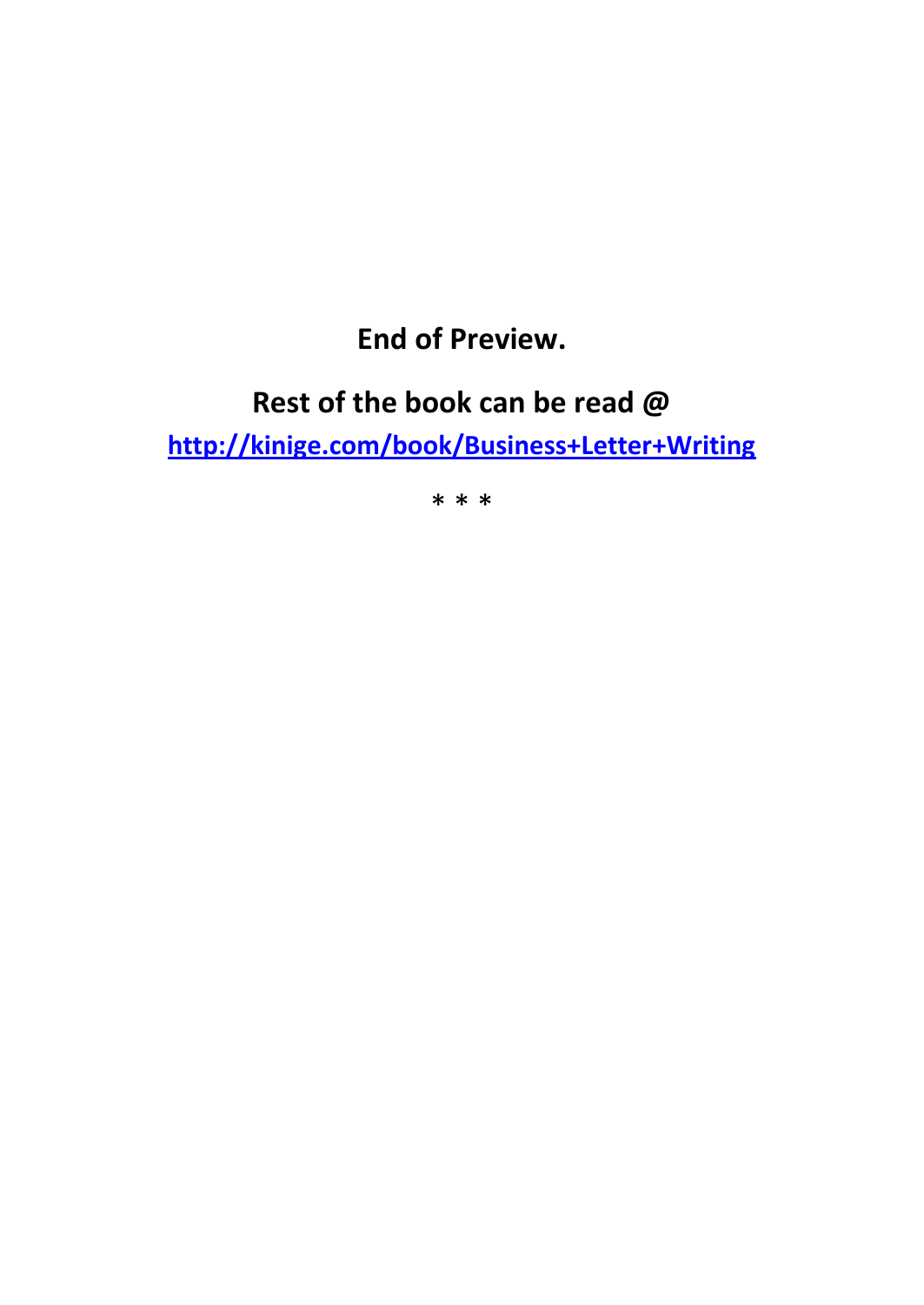**End of Preview.**

**Rest of the book can be read @**

**[http://kinige.com/book/Business+Letter+Writing](http://kinige.com/book/Business+Letter+Writing)**

* * *